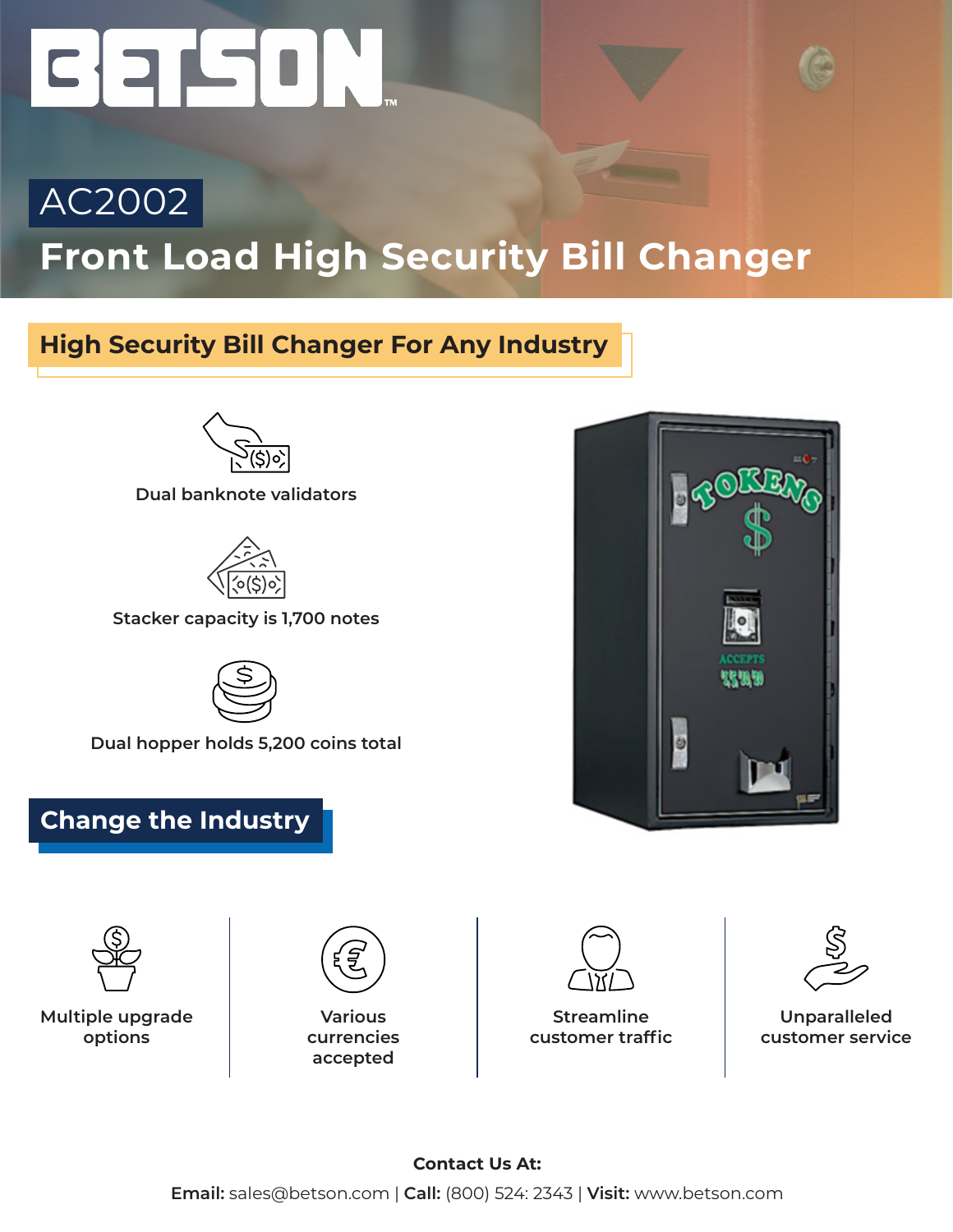# BETSON™

## AC2002

# Front Load High Security Bill Changer

## High Security Bill Changer For Any Industry

Dual banknote validators

Stacker capacity is 1,700 notes

Dual hopper holds 5,200 coins total

## Change the Industry

Multiple upgrade options

Various currencies accepted

Streamline customer traffic

Unparalleled customer service

**Contact Us At:**

**Email:** sales@betson.com | **Call:** (800) 524: 2343 | **Visit:** www.betson.com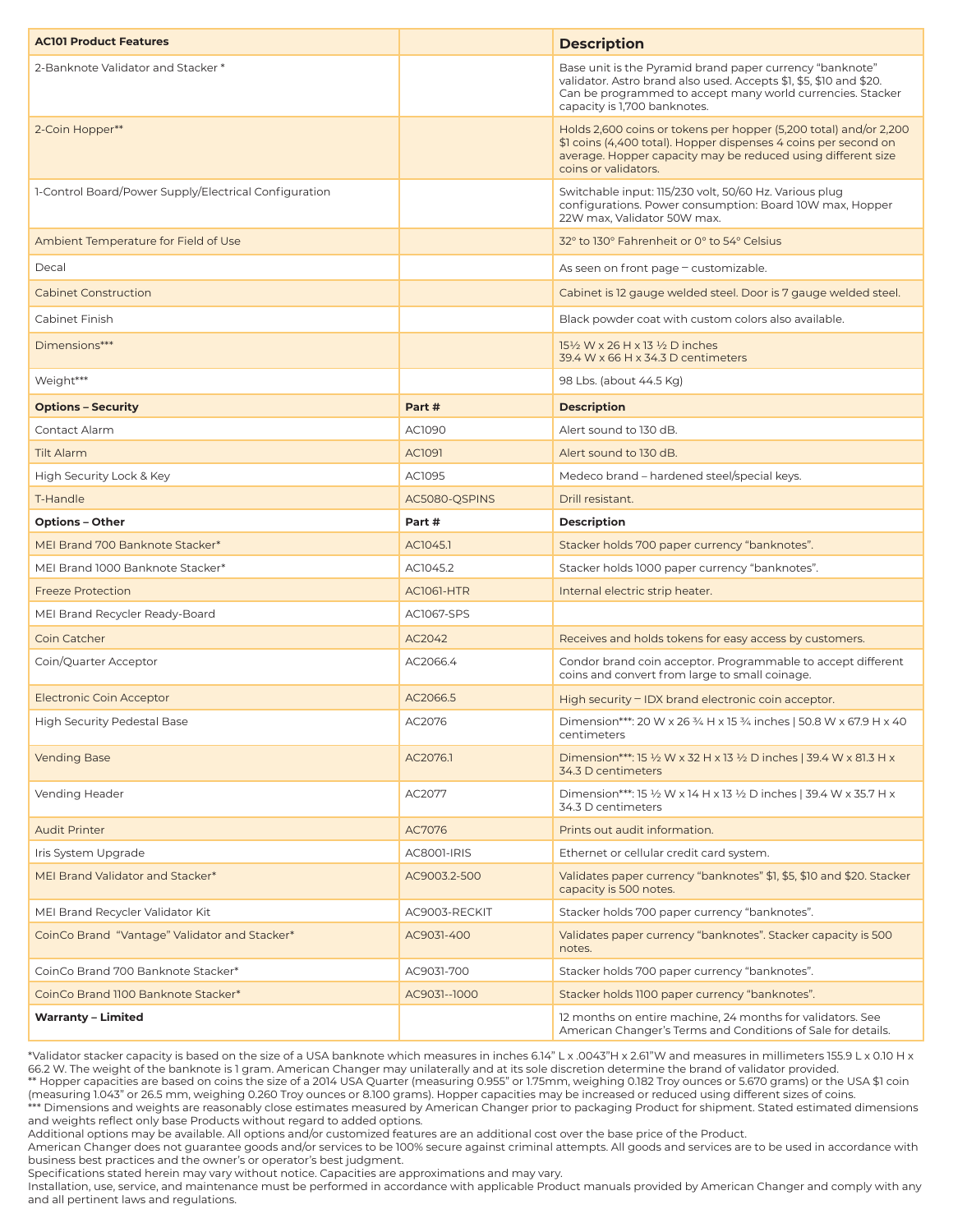| AC101 Product Features | | Description |
|---|---|---|
| 2-Banknote Validator and Stacker * | | Base unit is the Pyramid brand paper currency "banknote" validator. Astro brand also used. Accepts $1, $5, $10 and $20. Can be programmed to accept many world currencies. Stacker capacity is 1,700 banknotes. |
| 2-Coin Hopper** | | Holds 2,600 coins or tokens per hopper (5,200 total) and/or 2,200 $1 coins (4,400 total). Hopper dispenses 4 coins per second on average. Hopper capacity may be reduced using different size coins or validators. |
| 1-Control Board/Power Supply/Electrical Configuration | | Switchable input: 115/230 volt, 50/60 Hz. Various plug configurations. Power consumption: Board 10W max, Hopper 22W max, Validator 50W max. |
| Ambient Temperature for Field of Use | | 32° to 130° Fahrenheit or 0° to 54° Celsius |
| Decal | | As seen on front page – customizable. |
| Cabinet Construction | | Cabinet is 12 gauge welded steel. Door is 7 gauge welded steel. |
| Cabinet Finish | | Black powder coat with custom colors also available. |
| Dimensions*** | | 15½ W x 26 H x 13 ½ D inches<br>39.4 W x 66 H x 34.3 D centimeters |
| Weight*** | | 98 Lbs. (about 44.5 Kg) |
| **Options – Security** | **Part #** | **Description** |
| Contact Alarm | AC1090 | Alert sound to 130 dB. |
| Tilt Alarm | AC1091 | Alert sound to 130 dB. |
| High Security Lock & Key | AC1095 | Medeco brand – hardened steel/special keys. |
| T-Handle | AC5080-QSPINS | Drill resistant. |
| **Options – Other** | **Part #** | **Description** |
| MEI Brand 700 Banknote Stacker* | AC1045.1 | Stacker holds 700 paper currency "banknotes". |
| MEI Brand 1000 Banknote Stacker* | AC1045.2 | Stacker holds 1000 paper currency "banknotes". |
| Freeze Protection | AC1061-HTR | Internal electric strip heater. |
| MEI Brand Recycler Ready-Board | AC1067-SPS | |
| Coin Catcher | AC2042 | Receives and holds tokens for easy access by customers. |
| Coin/Quarter Acceptor | AC2066.4 | Condor brand coin acceptor. Programmable to accept different coins and convert from large to small coinage. |
| Electronic Coin Acceptor | AC2066.5 | High security – IDX brand electronic coin acceptor. |
| High Security Pedestal Base | AC2076 | Dimension***: 20 W x 26 ¾ H x 15 ¾ inches \| 50.8 W x 67.9 H x 40 centimeters |
| Vending Base | AC2076.1 | Dimension***: 15 ½ W x 32 H x 13 ½ D inches \| 39.4 W x 81.3 H x 34.3 D centimeters |
| Vending Header | AC2077 | Dimension***: 15 ½ W x 14 H x 13 ½ D inches \| 39.4 W x 35.7 H x 34.3 D centimeters |
| Audit Printer | AC7076 | Prints out audit information. |
| Iris System Upgrade | AC8001-IRIS | Ethernet or cellular credit card system. |
| MEI Brand Validator and Stacker* | AC9003.2-500 | Validates paper currency "banknotes" $1, $5, $10 and $20. Stacker capacity is 500 notes. |
| MEI Brand Recycler Validator Kit | AC9003-RECKIT | Stacker holds 700 paper currency "banknotes". |
| CoinCo Brand "Vantage" Validator and Stacker* | AC9031-400 | Validates paper currency "banknotes". Stacker capacity is 500 notes. |
| CoinCo Brand 700 Banknote Stacker* | AC9031-700 | Stacker holds 700 paper currency "banknotes". |
| CoinCo Brand 1100 Banknote Stacker* | AC9031--1000 | Stacker holds 1100 paper currency "banknotes". |
| **Warranty – Limited** | | 12 months on entire machine, 24 months for validators. See American Changer's Terms and Conditions of Sale for details. |

*Validator stacker capacity is based on the size of a USA banknote which measures in inches 6.14" L x .0043"H x 2.61"W and measures in millimeters 155.9 L x 0.10 H x 66.2 W. The weight of the banknote is 1 gram. American Changer may unilaterally and at its sole discretion determine the brand of validator provided.
** Hopper capacities are based on coins the size of a 2014 USA Quarter (measuring 0.955" or 1.75mm, weighing 0.182 Troy ounces or 5.670 grams) or the USA $1 coin (measuring 1.043" or 26.5 mm, weighing 0.260 Troy ounces or 8.100 grams). Hopper capacities may be increased or reduced using different sizes of coins.
*** Dimensions and weights are reasonably close estimates measured by American Changer prior to packaging Product for shipment. Stated estimated dimensions and weights reflect only base Products without regard to added options.
Additional options may be available. All options and/or customized features are an additional cost over the base price of the Product.
American Changer does not guarantee goods and/or services to be 100% secure against criminal attempts. All goods and services are to be used in accordance with business best practices and the owner's or operator's best judgment.
Specifications stated herein may vary without notice. Capacities are approximations and may vary.
Installation, use, service, and maintenance must be performed in accordance with applicable Product manuals provided by American Changer and comply with any and all pertinent laws and regulations.